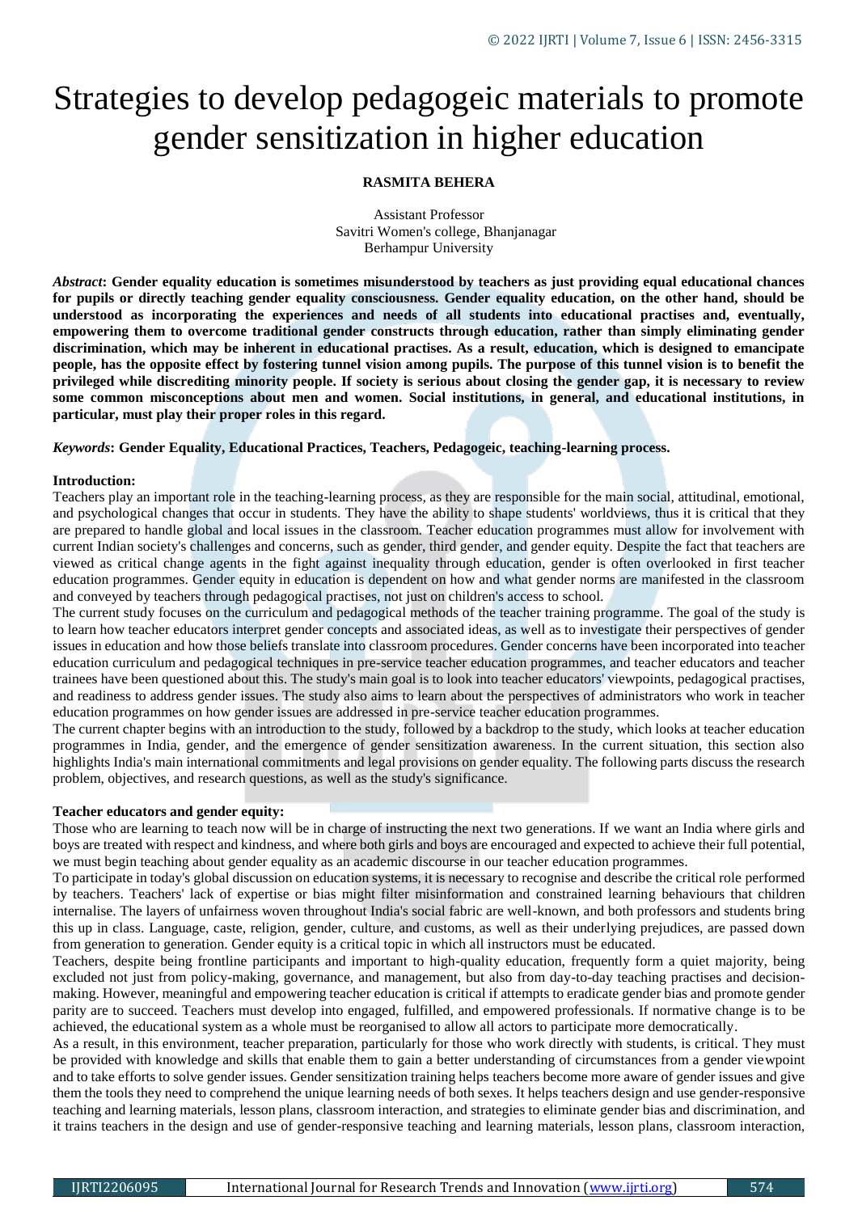# Strategies to develop pedagogeic materials to promote gender sensitization in higher education

**RASMITA BEHERA**

Assistant Professor
Savitri Women's college, Bhanjanagar
Berhampur University

***Abstract*: Gender equality education is sometimes misunderstood by teachers as just providing equal educational chances for pupils or directly teaching gender equality consciousness. Gender equality education, on the other hand, should be understood as incorporating the experiences and needs of all students into educational practises and, eventually, empowering them to overcome traditional gender constructs through education, rather than simply eliminating gender discrimination, which may be inherent in educational practises. As a result, education, which is designed to emancipate people, has the opposite effect by fostering tunnel vision among pupils. The purpose of this tunnel vision is to benefit the privileged while discrediting minority people. If society is serious about closing the gender gap, it is necessary to review some common misconceptions about men and women. Social institutions, in general, and educational institutions, in particular, must play their proper roles in this regard.**

***Keywords*: Gender Equality, Educational Practices, Teachers, Pedagogeic, teaching-learning process.**

**Introduction:**

Teachers play an important role in the teaching-learning process, as they are responsible for the main social, attitudinal, emotional, and psychological changes that occur in students. They have the ability to shape students' worldviews, thus it is critical that they are prepared to handle global and local issues in the classroom. Teacher education programmes must allow for involvement with current Indian society's challenges and concerns, such as gender, third gender, and gender equity. Despite the fact that teachers are viewed as critical change agents in the fight against inequality through education, gender is often overlooked in first teacher education programmes. Gender equity in education is dependent on how and what gender norms are manifested in the classroom and conveyed by teachers through pedagogical practises, not just on children's access to school.

The current study focuses on the curriculum and pedagogical methods of the teacher training programme. The goal of the study is to learn how teacher educators interpret gender concepts and associated ideas, as well as to investigate their perspectives of gender issues in education and how those beliefs translate into classroom procedures. Gender concerns have been incorporated into teacher education curriculum and pedagogical techniques in pre-service teacher education programmes, and teacher educators and teacher trainees have been questioned about this. The study's main goal is to look into teacher educators' viewpoints, pedagogical practises, and readiness to address gender issues. The study also aims to learn about the perspectives of administrators who work in teacher education programmes on how gender issues are addressed in pre-service teacher education programmes.

The current chapter begins with an introduction to the study, followed by a backdrop to the study, which looks at teacher education programmes in India, gender, and the emergence of gender sensitization awareness. In the current situation, this section also highlights India's main international commitments and legal provisions on gender equality. The following parts discuss the research problem, objectives, and research questions, as well as the study's significance.

**Teacher educators and gender equity:**

Those who are learning to teach now will be in charge of instructing the next two generations. If we want an India where girls and boys are treated with respect and kindness, and where both girls and boys are encouraged and expected to achieve their full potential, we must begin teaching about gender equality as an academic discourse in our teacher education programmes.

To participate in today's global discussion on education systems, it is necessary to recognise and describe the critical role performed by teachers. Teachers' lack of expertise or bias might filter misinformation and constrained learning behaviours that children internalise. The layers of unfairness woven throughout India's social fabric are well-known, and both professors and students bring this up in class. Language, caste, religion, gender, culture, and customs, as well as their underlying prejudices, are passed down from generation to generation. Gender equity is a critical topic in which all instructors must be educated.

Teachers, despite being frontline participants and important to high-quality education, frequently form a quiet majority, being excluded not just from policy-making, governance, and management, but also from day-to-day teaching practises and decision-making. However, meaningful and empowering teacher education is critical if attempts to eradicate gender bias and promote gender parity are to succeed. Teachers must develop into engaged, fulfilled, and empowered professionals. If normative change is to be achieved, the educational system as a whole must be reorganised to allow all actors to participate more democratically.

As a result, in this environment, teacher preparation, particularly for those who work directly with students, is critical. They must be provided with knowledge and skills that enable them to gain a better understanding of circumstances from a gender viewpoint and to take efforts to solve gender issues. Gender sensitization training helps teachers become more aware of gender issues and give them the tools they need to comprehend the unique learning needs of both sexes. It helps teachers design and use gender-responsive teaching and learning materials, lesson plans, classroom interaction, and strategies to eliminate gender bias and discrimination, and it trains teachers in the design and use of gender-responsive teaching and learning materials, lesson plans, classroom interaction,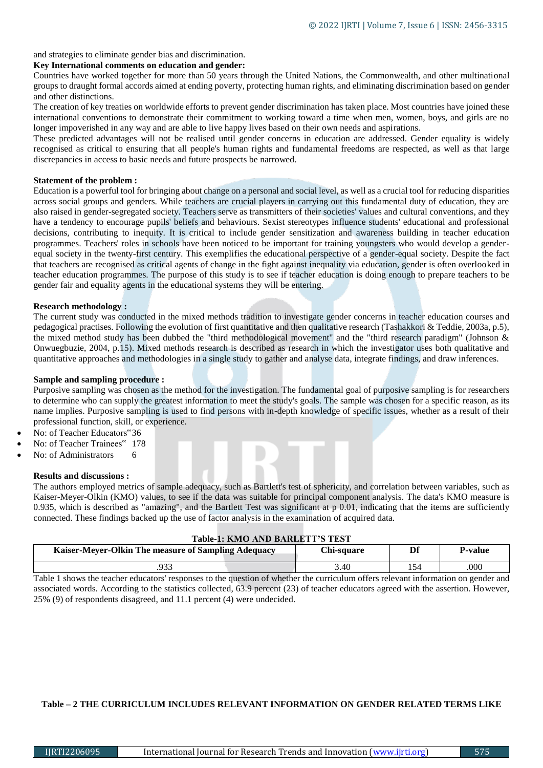and strategies to eliminate gender bias and discrimination.

**Key International comments on education and gender:**

Countries have worked together for more than 50 years through the United Nations, the Commonwealth, and other multinational groups to draught formal accords aimed at ending poverty, protecting human rights, and eliminating discrimination based on gender and other distinctions.

The creation of key treaties on worldwide efforts to prevent gender discrimination has taken place. Most countries have joined these international conventions to demonstrate their commitment to working toward a time when men, women, boys, and girls are no longer impoverished in any way and are able to live happy lives based on their own needs and aspirations.

These predicted advantages will not be realised until gender concerns in education are addressed. Gender equality is widely recognised as critical to ensuring that all people's human rights and fundamental freedoms are respected, as well as that large discrepancies in access to basic needs and future prospects be narrowed.

**Statement of the problem :**

Education is a powerful tool for bringing about change on a personal and social level, as well as a crucial tool for reducing disparities across social groups and genders. While teachers are crucial players in carrying out this fundamental duty of education, they are also raised in gender-segregated society. Teachers serve as transmitters of their societies' values and cultural conventions, and they have a tendency to encourage pupils' beliefs and behaviours. Sexist stereotypes influence students' educational and professional decisions, contributing to inequity. It is critical to include gender sensitization and awareness building in teacher education programmes. Teachers' roles in schools have been noticed to be important for training youngsters who would develop a gender-equal society in the twenty-first century. This exemplifies the educational perspective of a gender-equal society. Despite the fact that teachers are recognised as critical agents of change in the fight against inequality via education, gender is often overlooked in teacher education programmes. The purpose of this study is to see if teacher education is doing enough to prepare teachers to be gender fair and equality agents in the educational systems they will be entering.

**Research methodology :**

The current study was conducted in the mixed methods tradition to investigate gender concerns in teacher education courses and pedagogical practises. Following the evolution of first quantitative and then qualitative research (Tashakkori & Teddie, 2003a, p.5), the mixed method study has been dubbed the "third methodological movement" and the "third research paradigm" (Johnson & Onwuegbuzie, 2004, p.15). Mixed methods research is described as research in which the investigator uses both qualitative and quantitative approaches and methodologies in a single study to gather and analyse data, integrate findings, and draw inferences.

**Sample and sampling procedure :**

Purposive sampling was chosen as the method for the investigation. The fundamental goal of purposive sampling is for researchers to determine who can supply the greatest information to meet the study's goals. The sample was chosen for a specific reason, as its name implies. Purposive sampling is used to find persons with in-depth knowledge of specific issues, whether as a result of their professional function, skill, or experience.

- No: of Teacher Educators" 36
- No: of Teacher Trainees" 178
- No: of Administrators 6

**Results and discussions :**

The authors employed metrics of sample adequacy, such as Bartlett's test of sphericity, and correlation between variables, such as Kaiser-Meyer-Olkin (KMO) values, to see if the data was suitable for principal component analysis. The data's KMO measure is 0.935, which is described as "amazing", and the Bartlett Test was significant at p 0.01, indicating that the items are sufficiently connected. These findings backed up the use of factor analysis in the examination of acquired data.

**Table-1: KMO AND BARLETT'S TEST**

| Kaiser-Meyer-Olkin The measure of Sampling Adequacy | Chi-square | Df | P-value |
|---|---|---|---|
| .933 | 3.40 | 154 | .000 |

Table 1 shows the teacher educators' responses to the question of whether the curriculum offers relevant information on gender and associated words. According to the statistics collected, 63.9 percent (23) of teacher educators agreed with the assertion. However, 25% (9) of respondents disagreed, and 11.1 percent (4) were undecided.

**Table – 2 THE CURRICULUM INCLUDES RELEVANT INFORMATION ON GENDER RELATED TERMS LIKE**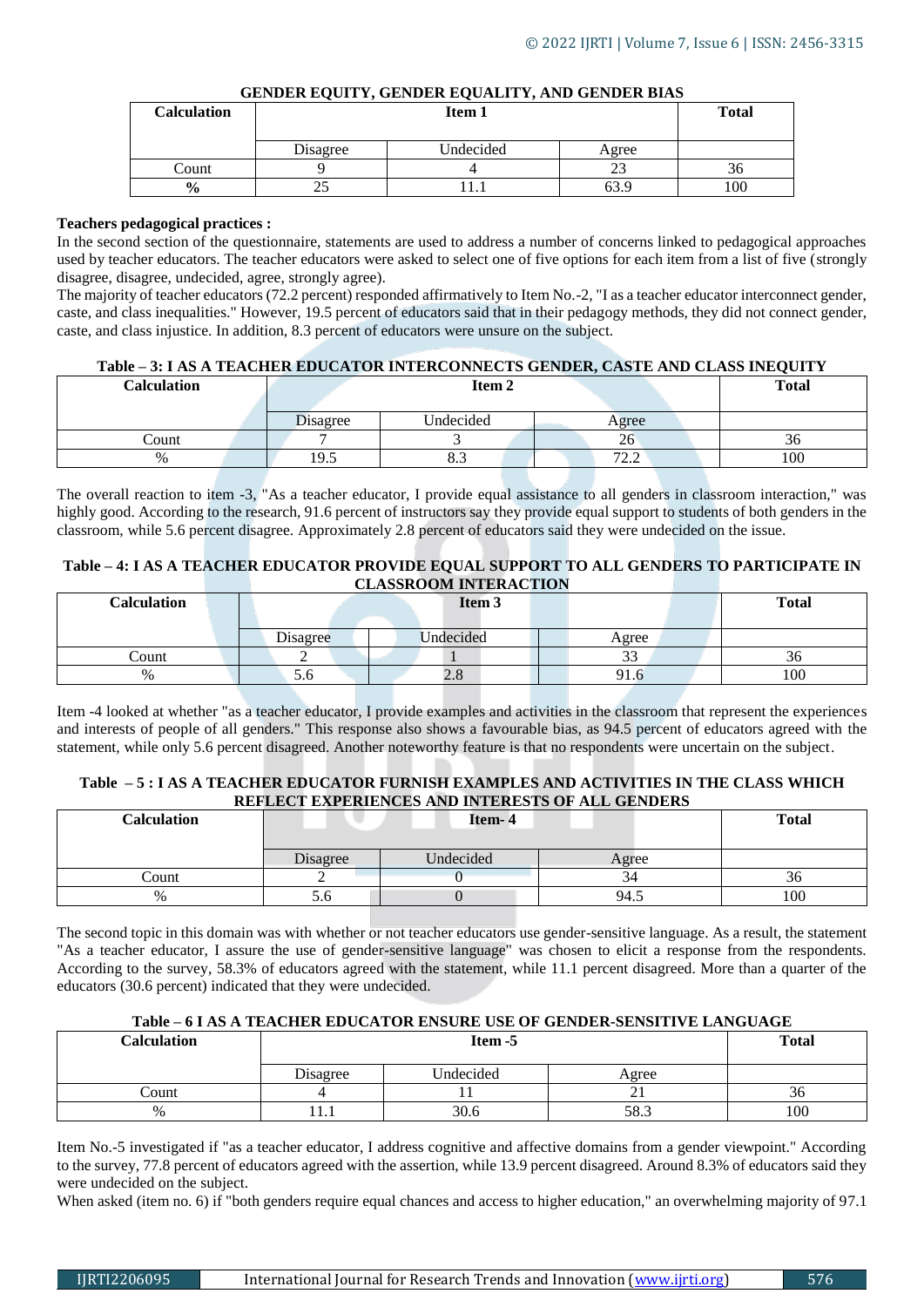**GENDER EQUITY, GENDER EQUALITY, AND GENDER BIAS**

| Calculation | Item 1 | | | Total |
|---|---|---|---|---|
| | Disagree | Undecided | Agree | |
| Count | 9 | 4 | 23 | 36 |
| % | 25 | 11.1 | 63.9 | 100 |

**Teachers pedagogical practices :**

In the second section of the questionnaire, statements are used to address a number of concerns linked to pedagogical approaches used by teacher educators. The teacher educators were asked to select one of five options for each item from a list of five (strongly disagree, disagree, undecided, agree, strongly agree).

The majority of teacher educators (72.2 percent) responded affirmatively to Item No.-2, "I as a teacher educator interconnect gender, caste, and class inequalities." However, 19.5 percent of educators said that in their pedagogy methods, they did not connect gender, caste, and class injustice. In addition, 8.3 percent of educators were unsure on the subject.

**Table – 3: I AS A TEACHER EDUCATOR INTERCONNECTS GENDER, CASTE AND CLASS INEQUITY**

| Calculation | Item 2 | | | Total |
|---|---|---|---|---|
| | Disagree | Undecided | Agree | |
| Count | 7 | 3 | 26 | 36 |
| % | 19.5 | 8.3 | 72.2 | 100 |

The overall reaction to item -3, "As a teacher educator, I provide equal assistance to all genders in classroom interaction," was highly good. According to the research, 91.6 percent of instructors say they provide equal support to students of both genders in the classroom, while 5.6 percent disagree. Approximately 2.8 percent of educators said they were undecided on the issue.

**Table – 4: I AS A TEACHER EDUCATOR PROVIDE EQUAL SUPPORT TO ALL GENDERS TO PARTICIPATE IN CLASSROOM INTERACTION**

| Calculation | Item 3 | | | Total |
|---|---|---|---|---|
| | Disagree | Undecided | Agree | |
| Count | 2 | 1 | 33 | 36 |
| % | 5.6 | 2.8 | 91.6 | 100 |

Item -4 looked at whether "as a teacher educator, I provide examples and activities in the classroom that represent the experiences and interests of people of all genders." This response also shows a favourable bias, as 94.5 percent of educators agreed with the statement, while only 5.6 percent disagreed. Another noteworthy feature is that no respondents were uncertain on the subject.

**Table – 5 : I AS A TEACHER EDUCATOR FURNISH EXAMPLES AND ACTIVITIES IN THE CLASS WHICH REFLECT EXPERIENCES AND INTERESTS OF ALL GENDERS**

| Calculation | Item- 4 | | | Total |
|---|---|---|---|---|
| | Disagree | Undecided | Agree | |
| Count | 2 | 0 | 34 | 36 |
| % | 5.6 | 0 | 94.5 | 100 |

The second topic in this domain was with whether or not teacher educators use gender-sensitive language. As a result, the statement "As a teacher educator, I assure the use of gender-sensitive language" was chosen to elicit a response from the respondents. According to the survey, 58.3% of educators agreed with the statement, while 11.1 percent disagreed. More than a quarter of the educators (30.6 percent) indicated that they were undecided.

**Table – 6 I AS A TEACHER EDUCATOR ENSURE USE OF GENDER-SENSITIVE LANGUAGE**

| Calculation | Item -5 | | | Total |
|---|---|---|---|---|
| | Disagree | Undecided | Agree | |
| Count | 4 | 11 | 21 | 36 |
| % | 11.1 | 30.6 | 58.3 | 100 |

Item No.-5 investigated if "as a teacher educator, I address cognitive and affective domains from a gender viewpoint." According to the survey, 77.8 percent of educators agreed with the assertion, while 13.9 percent disagreed. Around 8.3% of educators said they were undecided on the subject.

When asked (item no. 6) if "both genders require equal chances and access to higher education," an overwhelming majority of 97.1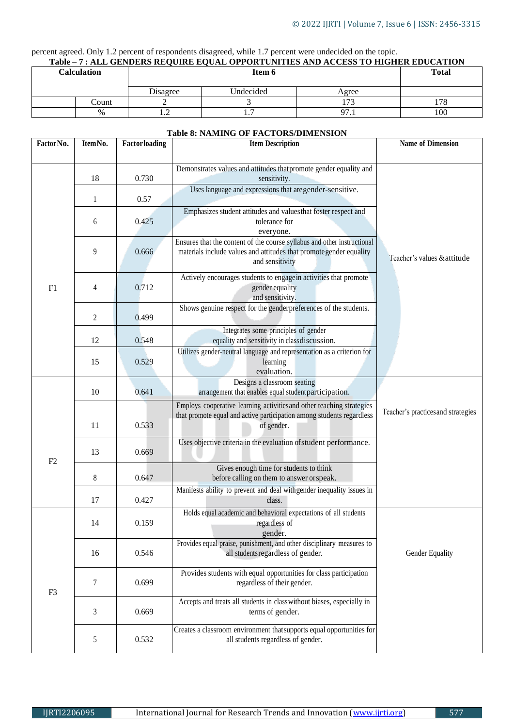percent agreed. Only 1.2 percent of respondents disagreed, while 1.7 percent were undecided on the topic.

**Table – 7 : ALL GENDERS REQUIRE EQUAL OPPORTUNITIES AND ACCESS TO HIGHER EDUCATION**

| Calculation | | Item 6 | | | Total |
|---|---|---|---|---|---|
| | | Disagree | Undecided | Agree | |
| | Count | 2 | 3 | 173 | 178 |
| | % | 1.2 | 1.7 | 97.1 | 100 |

**Table 8: NAMING OF FACTORS/DIMENSION**

| Factor No. | Item No. | Factor loading | Item Description | Name of Dimension |
|---|---|---|---|---|
| F1 | 18 | 0.730 | Demonstrates values and attitudes that promote gender equality and sensitivity. | Teacher's values & attitude |
| | 1 | 0.57 | Uses language and expressions that are gender-sensitive. | |
| | 6 | 0.425 | Emphasizes student attitudes and values that foster respect and tolerance for everyone. | |
| | 9 | 0.666 | Ensures that the content of the course syllabus and other instructional materials include values and attitudes that promote gender equality and sensitivity | |
| | 4 | 0.712 | Actively encourages students to engage in activities that promote gender equality and sensitivity. | |
| | 2 | 0.499 | Shows genuine respect for the gender preferences of the students. | |
| | 12 | 0.548 | Integrates some principles of gender equality and sensitivity in class discussion. | |
| | 15 | 0.529 | Utilizes gender-neutral language and representation as a criterion for learning evaluation. | |
| F2 | 10 | 0.641 | Designs a classroom seating arrangement that enables equal student participation. | Teacher's practices and strategies |
| | 11 | 0.533 | Employs cooperative learning activities and other teaching strategies that promote equal and active participation among students regardless of gender. | |
| | 13 | 0.669 | Uses objective criteria in the evaluation of student performance. | |
| | 8 | 0.647 | Gives enough time for students to think before calling on them to answer or speak. | |
| | 17 | 0.427 | Manifests ability to prevent and deal with gender inequality issues in class. | |
| F3 | 14 | 0.159 | Holds equal academic and behavioral expectations of all students regardless of gender. | Gender Equality |
| | 16 | 0.546 | Provides equal praise, punishment, and other disciplinary measures to all students regardless of gender. | |
| | 7 | 0.699 | Provides students with equal opportunities for class participation regardless of their gender. | |
| | 3 | 0.669 | Accepts and treats all students in class without biases, especially in terms of gender. | |
| | 5 | 0.532 | Creates a classroom environment that supports equal opportunities for all students regardless of gender. | |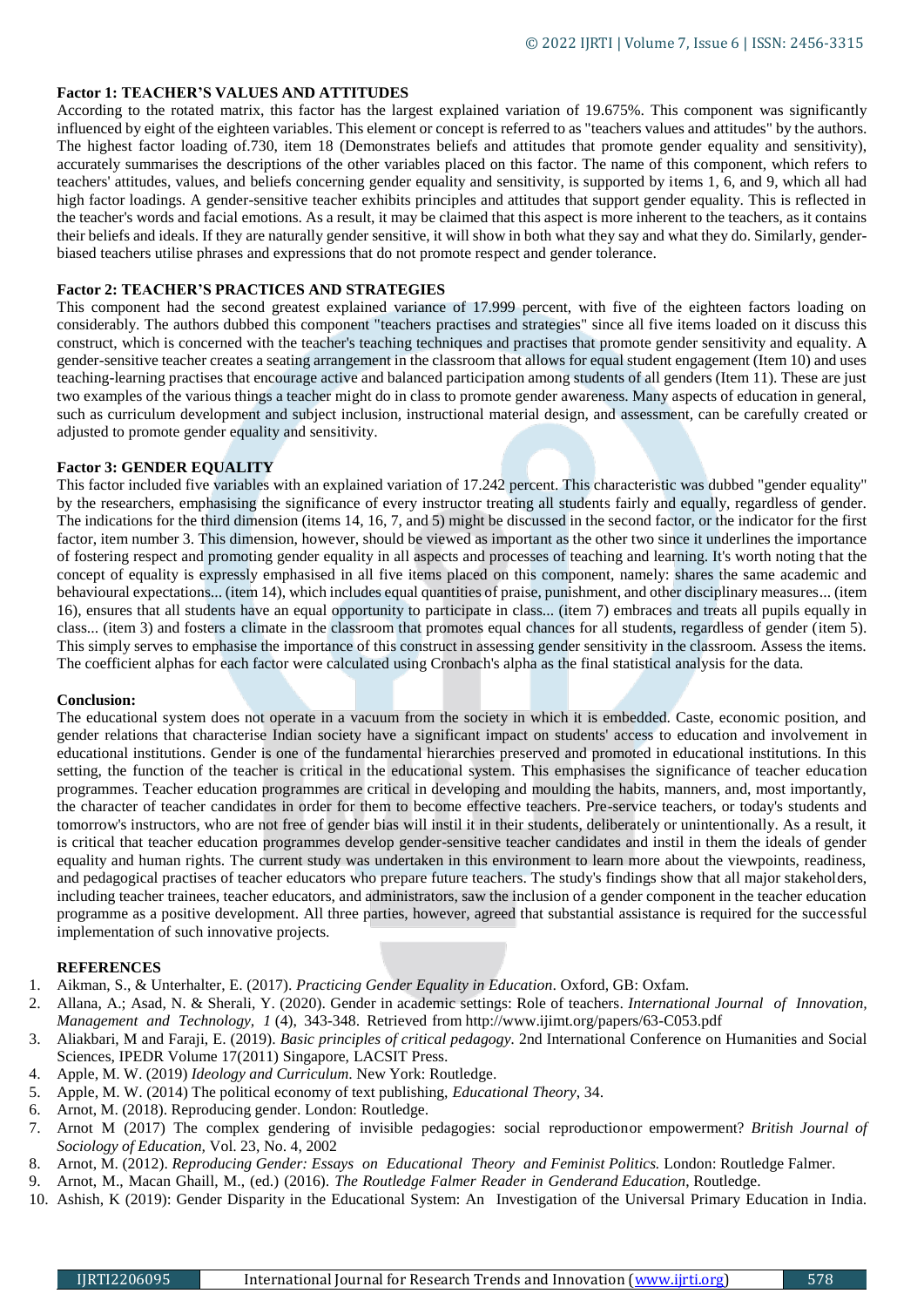**Factor 1: TEACHER'S VALUES AND ATTITUDES**

According to the rotated matrix, this factor has the largest explained variation of 19.675%. This component was significantly influenced by eight of the eighteen variables. This element or concept is referred to as "teachers values and attitudes" by the authors. The highest factor loading of.730, item 18 (Demonstrates beliefs and attitudes that promote gender equality and sensitivity), accurately summarises the descriptions of the other variables placed on this factor. The name of this component, which refers to teachers' attitudes, values, and beliefs concerning gender equality and sensitivity, is supported by items 1, 6, and 9, which all had high factor loadings. A gender-sensitive teacher exhibits principles and attitudes that support gender equality. This is reflected in the teacher's words and facial emotions. As a result, it may be claimed that this aspect is more inherent to the teachers, as it contains their beliefs and ideals. If they are naturally gender sensitive, it will show in both what they say and what they do. Similarly, gender-biased teachers utilise phrases and expressions that do not promote respect and gender tolerance.

**Factor 2: TEACHER'S PRACTICES AND STRATEGIES**

This component had the second greatest explained variance of 17.999 percent, with five of the eighteen factors loading on considerably. The authors dubbed this component "teachers practises and strategies" since all five items loaded on it discuss this construct, which is concerned with the teacher's teaching techniques and practises that promote gender sensitivity and equality. A gender-sensitive teacher creates a seating arrangement in the classroom that allows for equal student engagement (Item 10) and uses teaching-learning practises that encourage active and balanced participation among students of all genders (Item 11). These are just two examples of the various things a teacher might do in class to promote gender awareness. Many aspects of education in general, such as curriculum development and subject inclusion, instructional material design, and assessment, can be carefully created or adjusted to promote gender equality and sensitivity.

**Factor 3: GENDER EQUALITY**

This factor included five variables with an explained variation of 17.242 percent. This characteristic was dubbed "gender equality" by the researchers, emphasising the significance of every instructor treating all students fairly and equally, regardless of gender. The indications for the third dimension (items 14, 16, 7, and 5) might be discussed in the second factor, or the indicator for the first factor, item number 3. This dimension, however, should be viewed as important as the other two since it underlines the importance of fostering respect and promoting gender equality in all aspects and processes of teaching and learning. It's worth noting that the concept of equality is expressly emphasised in all five items placed on this component, namely: shares the same academic and behavioural expectations... (item 14), which includes equal quantities of praise, punishment, and other disciplinary measures... (item 16), ensures that all students have an equal opportunity to participate in class... (item 7) embraces and treats all pupils equally in class... (item 3) and fosters a climate in the classroom that promotes equal chances for all students, regardless of gender (item 5). This simply serves to emphasise the importance of this construct in assessing gender sensitivity in the classroom. Assess the items. The coefficient alphas for each factor were calculated using Cronbach's alpha as the final statistical analysis for the data.

**Conclusion:**

The educational system does not operate in a vacuum from the society in which it is embedded. Caste, economic position, and gender relations that characterise Indian society have a significant impact on students' access to education and involvement in educational institutions. Gender is one of the fundamental hierarchies preserved and promoted in educational institutions. In this setting, the function of the teacher is critical in the educational system. This emphasises the significance of teacher education programmes. Teacher education programmes are critical in developing and moulding the habits, manners, and, most importantly, the character of teacher candidates in order for them to become effective teachers. Pre-service teachers, or today's students and tomorrow's instructors, who are not free of gender bias will instil it in their students, deliberately or unintentionally. As a result, it is critical that teacher education programmes develop gender-sensitive teacher candidates and instil in them the ideals of gender equality and human rights. The current study was undertaken in this environment to learn more about the viewpoints, readiness, and pedagogical practises of teacher educators who prepare future teachers. The study's findings show that all major stakeholders, including teacher trainees, teacher educators, and administrators, saw the inclusion of a gender component in the teacher education programme as a positive development. All three parties, however, agreed that substantial assistance is required for the successful implementation of such innovative projects.

**REFERENCES**

1. Aikman, S., & Unterhalter, E. (2017). *Practicing Gender Equality in Education*. Oxford, GB: Oxfam.
2. Allana, A.; Asad, N. & Sherali, Y. (2020). Gender in academic settings: Role of teachers. *International Journal of Innovation, Management and Technology, 1* (4), 343-348. Retrieved from http://www.ijimt.org/papers/63-C053.pdf
3. Aliakbari, M and Faraji, E. (2019). *Basic principles of critical pedagogy.* 2nd International Conference on Humanities and Social Sciences, IPEDR Volume 17(2011) Singapore, LACSIT Press.
4. Apple, M. W. (2019) *Ideology and Curriculum*. New York: Routledge.
5. Apple, M. W. (2014) The political economy of text publishing, *Educational Theory*, 34.
6. Arnot, M. (2018). Reproducing gender. London: Routledge.
7. Arnot M (2017) The complex gendering of invisible pedagogies: social reproductionor empowerment? *British Journal of Sociology of Education*, Vol. 23, No. 4, 2002
8. Arnot, M. (2012). *Reproducing Gender: Essays on Educational Theory and Feminist Politics.* London: Routledge Falmer.
9. Arnot, M., Macan Ghaill, M., (ed.) (2016). *The Routledge Falmer Reader in Genderand Education*, Routledge.
10. Ashish, K (2019): Gender Disparity in the Educational System: An Investigation of the Universal Primary Education in India.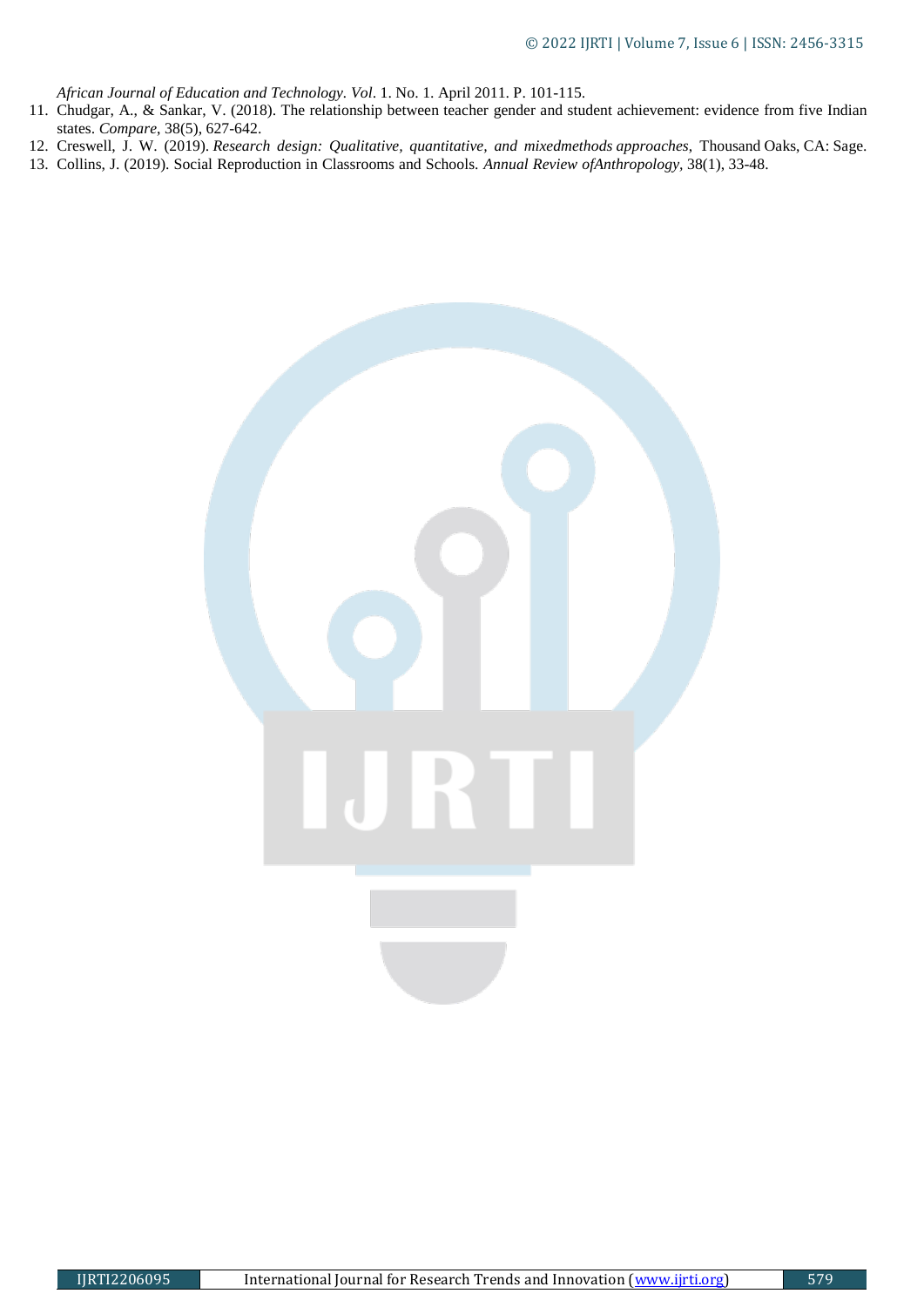*African Journal of Education and Technology. Vol*. 1. No. 1. April 2011. P. 101-115.

11. Chudgar, A., & Sankar, V. (2018). The relationship between teacher gender and student achievement: evidence from five Indian states. *Compare*, 38(5), 627-642.
12. Creswell, J. W. (2019). *Research design: Qualitative, quantitative, and mixedmethods approaches*, Thousand Oaks, CA: Sage.
13. Collins, J. (2019). Social Reproduction in Classrooms and Schools. *Annual Review ofAnthropology*, 38(1), 33-48.